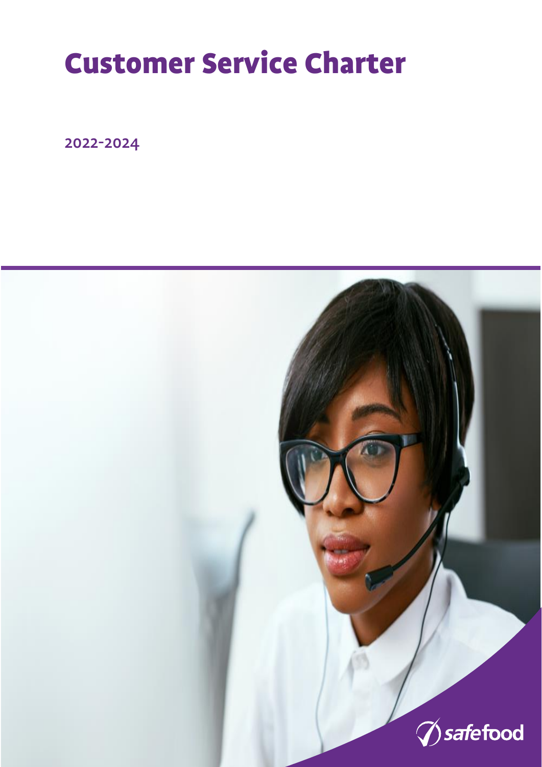# Customer Service Charter

2022-2024

safefood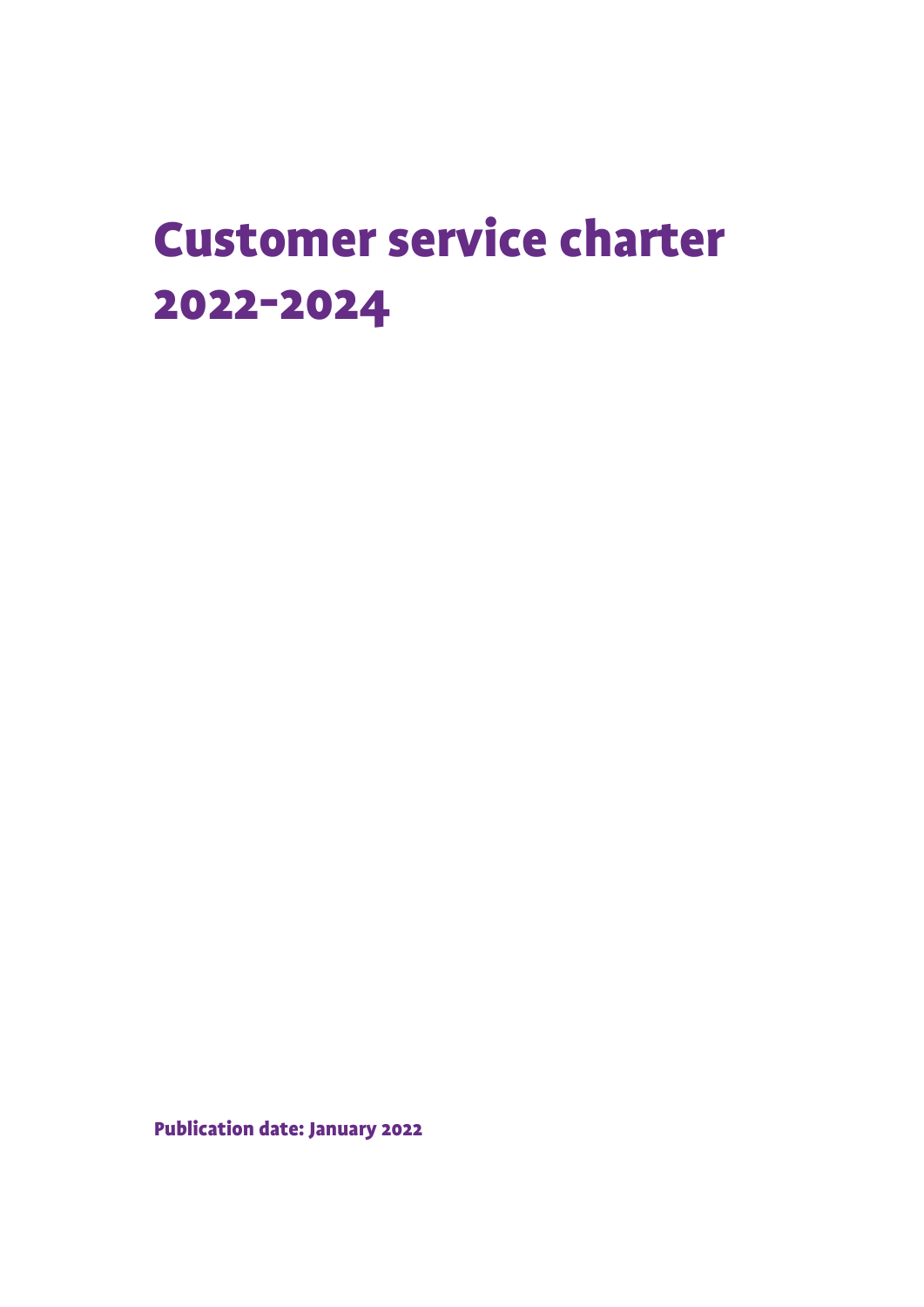# Customer service charter 2022-2024

**Publication date: January 2022**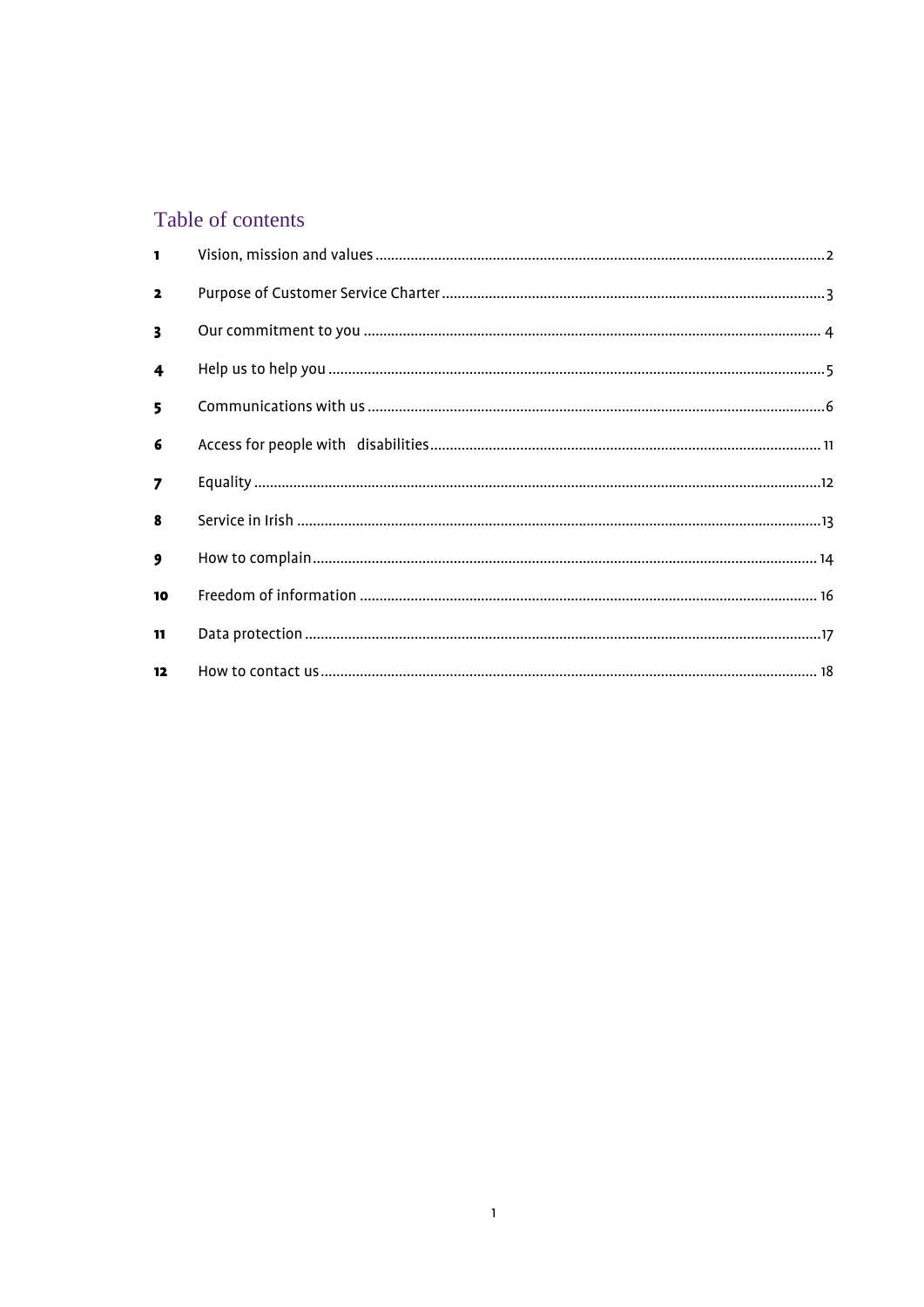## Table of contents

| | | |
|---|---|---|
| 1 | Vision, mission and values | 2 |
| 2 | Purpose of Customer Service Charter | 3 |
| 3 | Our commitment to you | 4 |
| 4 | Help us to help you | 5 |
| 5 | Communications with us | 6 |
| 6 | Access for people with disabilities | 11 |
| 7 | Equality | 12 |
| 8 | Service in Irish | 13 |
| 9 | How to complain | 14 |
| 10 | Freedom of information | 16 |
| 11 | Data protection | 17 |
| 12 | How to contact us | 18 |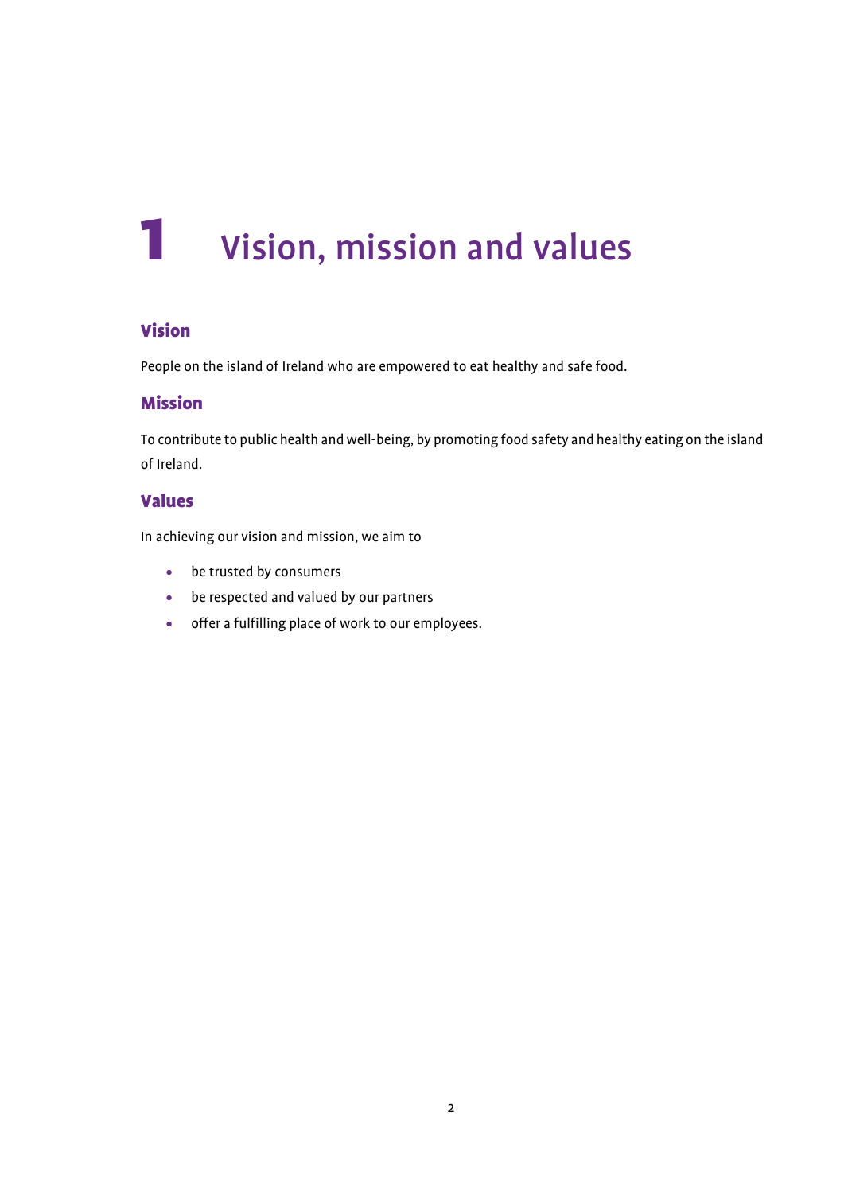# 1 Vision, mission and values

## Vision

People on the island of Ireland who are empowered to eat healthy and safe food.

## Mission

To contribute to public health and well-being, by promoting food safety and healthy eating on the island of Ireland.

## Values

In achieving our vision and mission, we aim to

- be trusted by consumers
- be respected and valued by our partners
- offer a fulfilling place of work to our employees.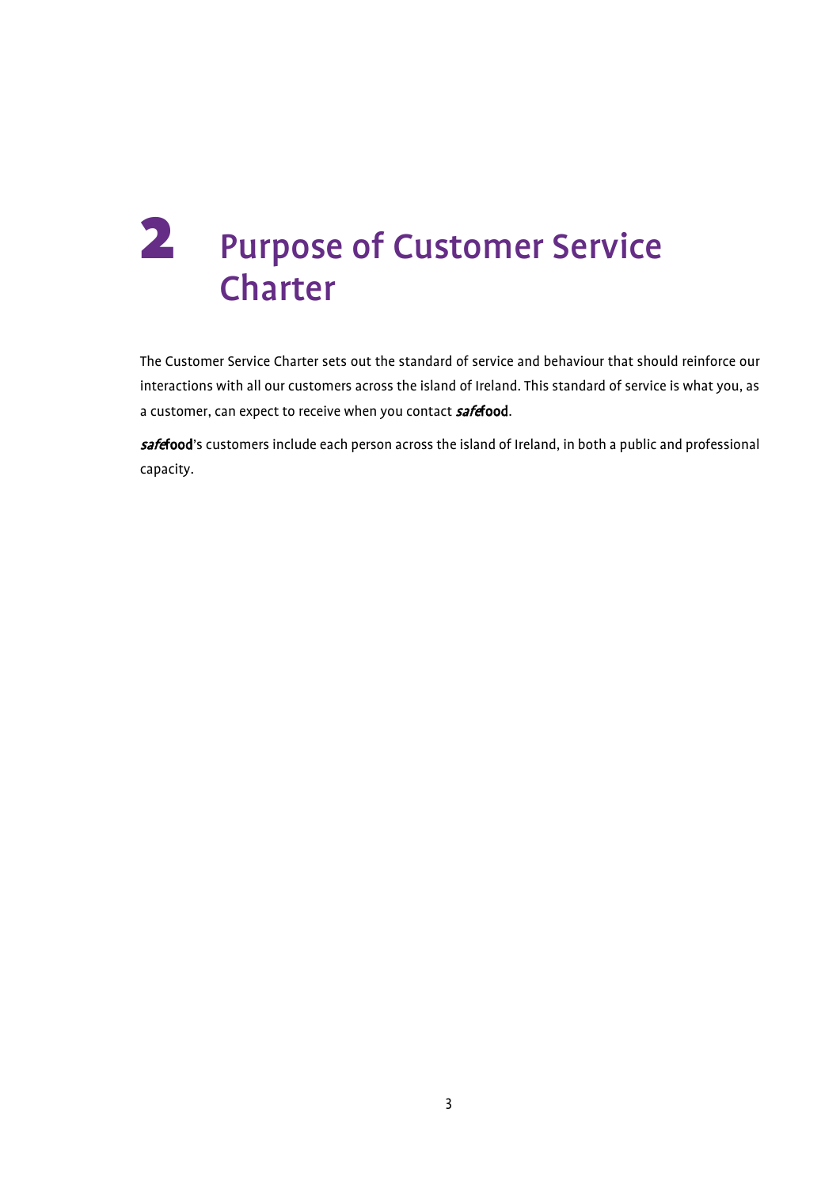# 2 Purpose of Customer Service Charter

The Customer Service Charter sets out the standard of service and behaviour that should reinforce our interactions with all our customers across the island of Ireland. This standard of service is what you, as a customer, can expect to receive when you contact ***safe*food**.

***safe*food**'s customers include each person across the island of Ireland, in both a public and professional capacity.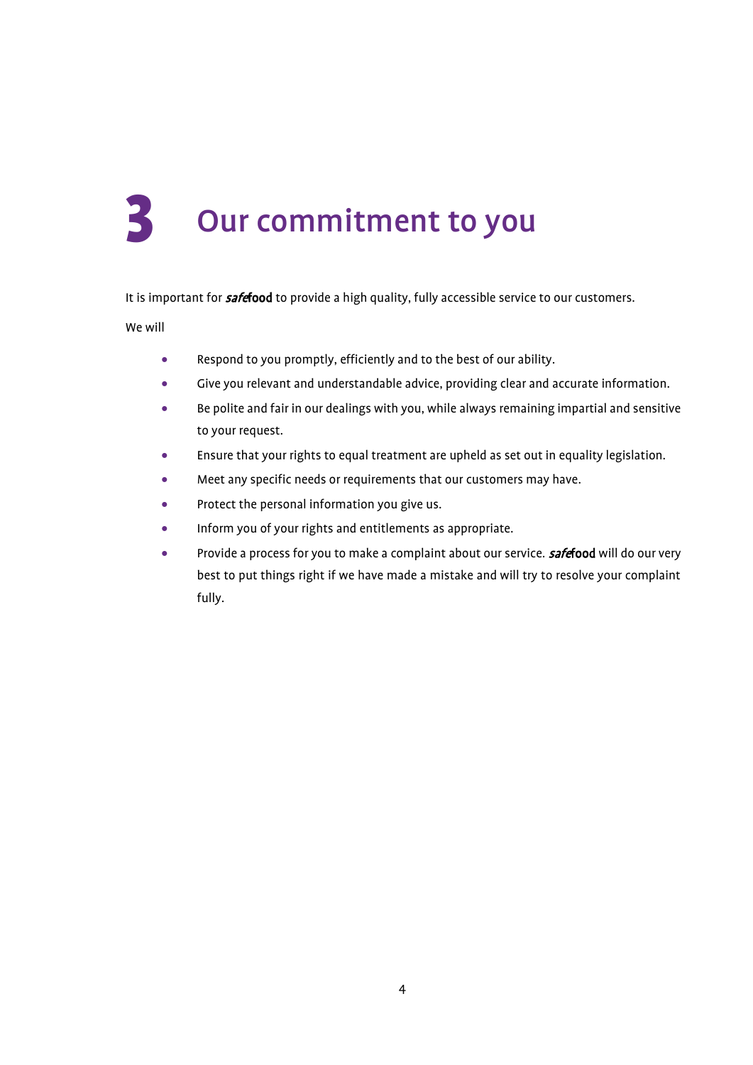# 3 Our commitment to you

It is important for ***safe*****food** to provide a high quality, fully accessible service to our customers.

We will

- Respond to you promptly, efficiently and to the best of our ability.
- Give you relevant and understandable advice, providing clear and accurate information.
- Be polite and fair in our dealings with you, while always remaining impartial and sensitive to your request.
- Ensure that your rights to equal treatment are upheld as set out in equality legislation.
- Meet any specific needs or requirements that our customers may have.
- Protect the personal information you give us.
- Inform you of your rights and entitlements as appropriate.
- Provide a process for you to make a complaint about our service. ***safe*****food** will do our very best to put things right if we have made a mistake and will try to resolve your complaint fully.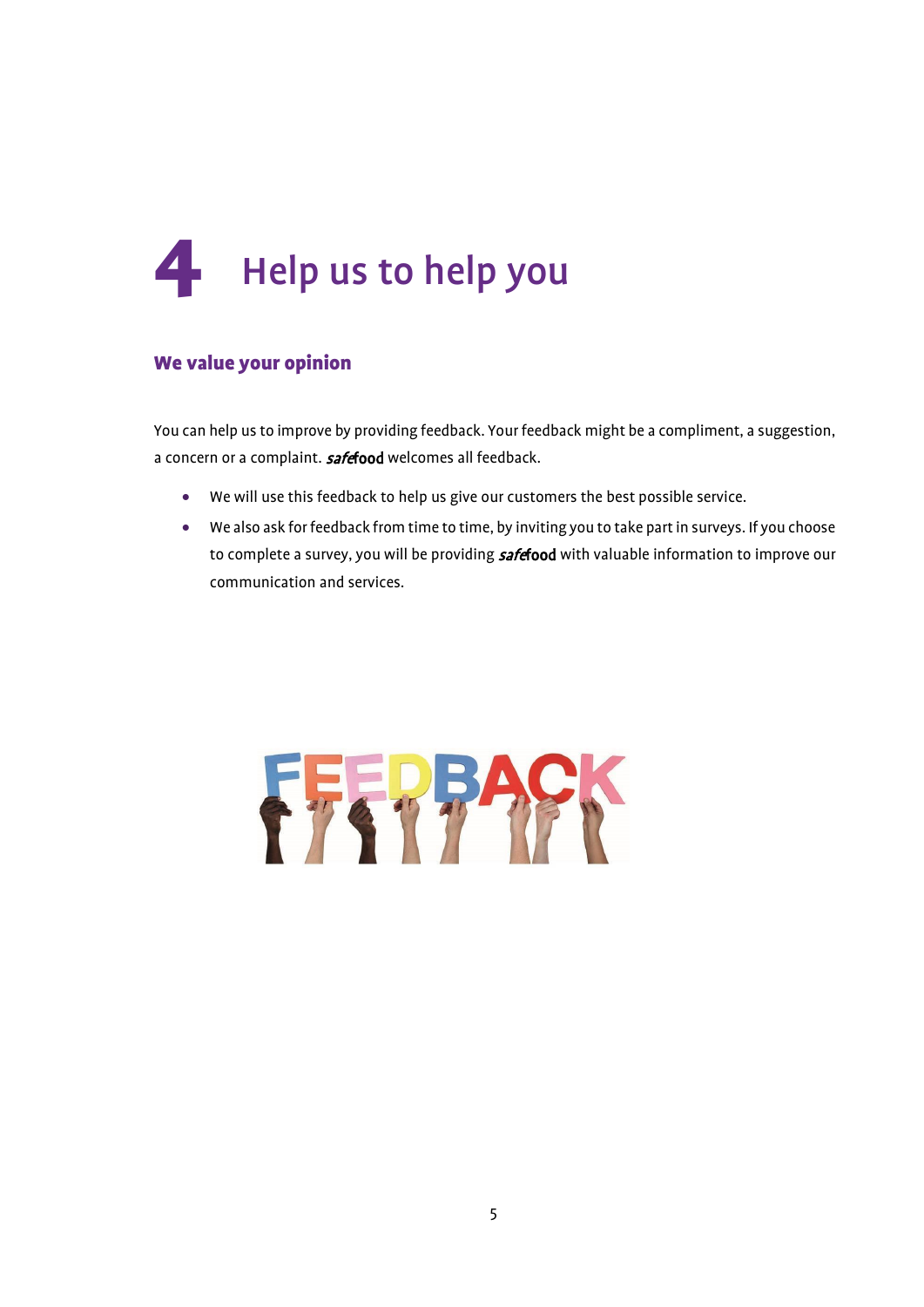# 4 Help us to help you

## We value your opinion

You can help us to improve by providing feedback. Your feedback might be a compliment, a suggestion, a concern or a complaint. *safe*food welcomes all feedback.

- We will use this feedback to help us give our customers the best possible service.
- We also ask for feedback from time to time, by inviting you to take part in surveys. If you choose to complete a survey, you will be providing *safe*food with valuable information to improve our communication and services.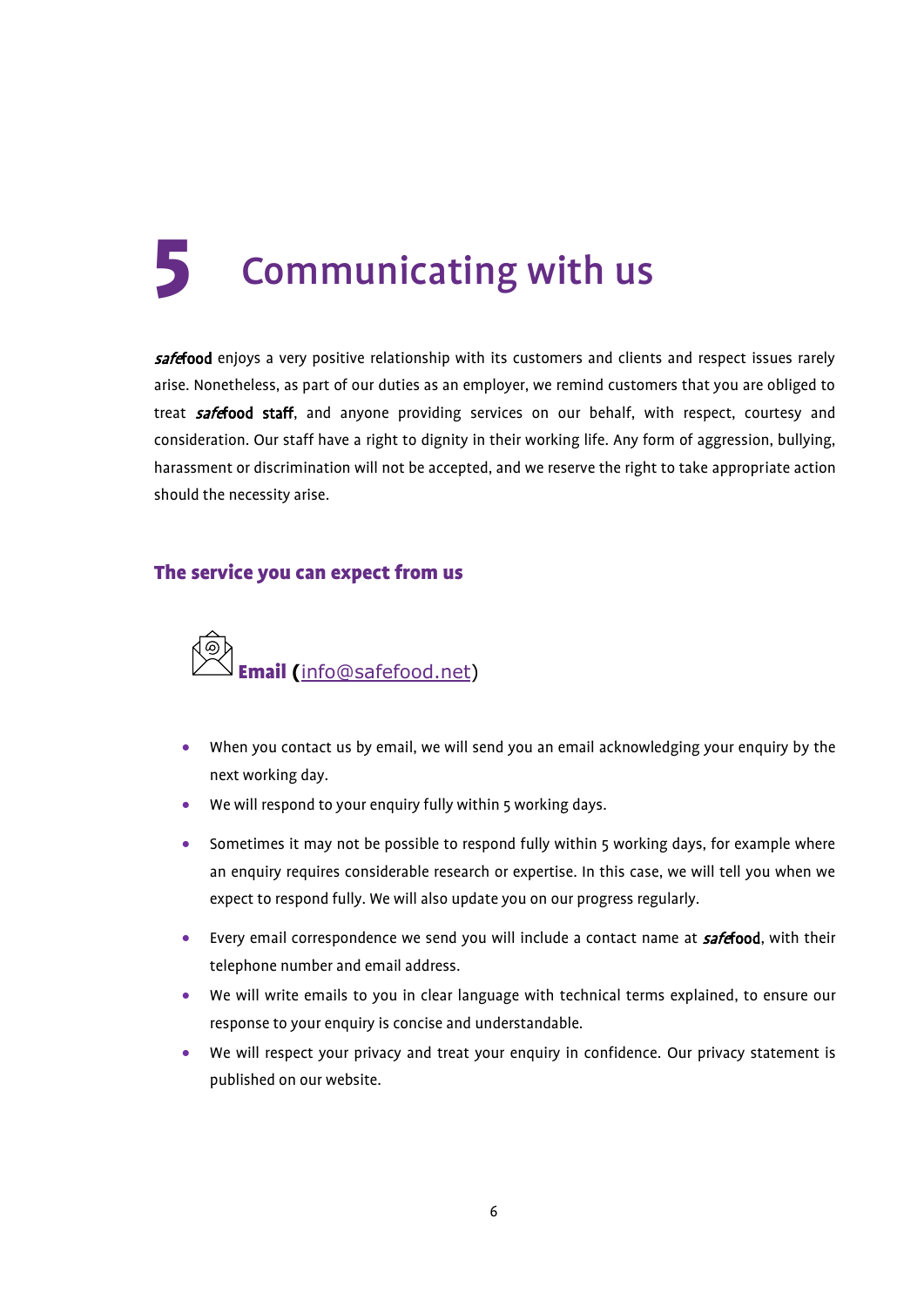# 5 Communicating with us

***safe*food** enjoys a very positive relationship with its customers and clients and respect issues rarely arise. Nonetheless, as part of our duties as an employer, we remind customers that you are obliged to treat ***safe*food staff**, and anyone providing services on our behalf, with respect, courtesy and consideration. Our staff have a right to dignity in their working life. Any form of aggression, bullying, harassment or discrimination will not be accepted, and we reserve the right to take appropriate action should the necessity arise.

## The service you can expect from us

### Email (info@safefood.net)

- When you contact us by email, we will send you an email acknowledging your enquiry by the next working day.
- We will respond to your enquiry fully within 5 working days.
- Sometimes it may not be possible to respond fully within 5 working days, for example where an enquiry requires considerable research or expertise. In this case, we will tell you when we expect to respond fully. We will also update you on our progress regularly.
- Every email correspondence we send you will include a contact name at ***safe*food**, with their telephone number and email address.
- We will write emails to you in clear language with technical terms explained, to ensure our response to your enquiry is concise and understandable.
- We will respect your privacy and treat your enquiry in confidence. Our privacy statement is published on our website.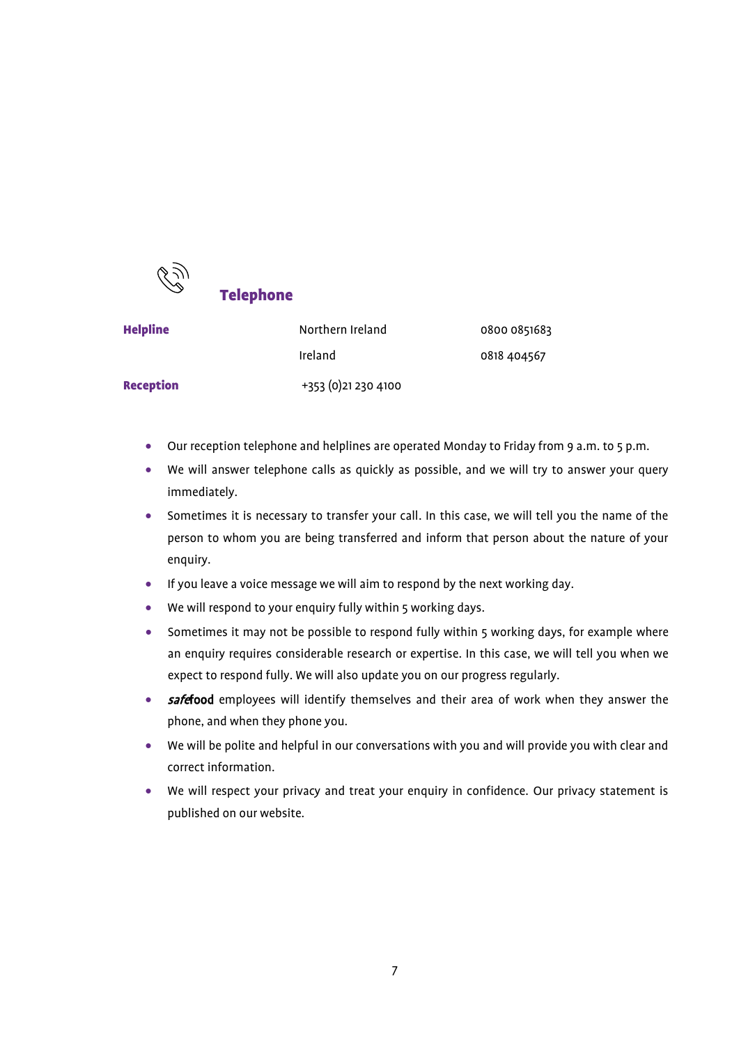## Telephone

| | | |
|---|---|---|
| **Helpline** | Northern Ireland | 0800 0851683 |
| | Ireland | 0818 404567 |
| **Reception** | +353 (0)21 230 4100 | |

- Our reception telephone and helplines are operated Monday to Friday from 9 a.m. to 5 p.m.
- We will answer telephone calls as quickly as possible, and we will try to answer your query immediately.
- Sometimes it is necessary to transfer your call. In this case, we will tell you the name of the person to whom you are being transferred and inform that person about the nature of your enquiry.
- If you leave a voice message we will aim to respond by the next working day.
- We will respond to your enquiry fully within 5 working days.
- Sometimes it may not be possible to respond fully within 5 working days, for example where an enquiry requires considerable research or expertise. In this case, we will tell you when we expect to respond fully. We will also update you on our progress regularly.
- ***safe*food** employees will identify themselves and their area of work when they answer the phone, and when they phone you.
- We will be polite and helpful in our conversations with you and will provide you with clear and correct information.
- We will respect your privacy and treat your enquiry in confidence. Our privacy statement is published on our website.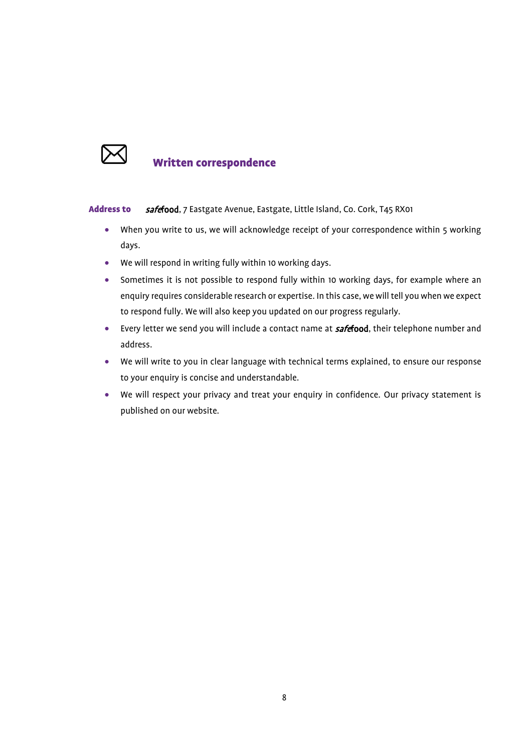## Written correspondence

**Address to** *safe*food, 7 Eastgate Avenue, Eastgate, Little Island, Co. Cork, T45 RX01

- When you write to us, we will acknowledge receipt of your correspondence within 5 working days.
- We will respond in writing fully within 10 working days.
- Sometimes it is not possible to respond fully within 10 working days, for example where an enquiry requires considerable research or expertise. In this case, we will tell you when we expect to respond fully. We will also keep you updated on our progress regularly.
- Every letter we send you will include a contact name at ***safe*food**, their telephone number and address.
- We will write to you in clear language with technical terms explained, to ensure our response to your enquiry is concise and understandable.
- We will respect your privacy and treat your enquiry in confidence. Our privacy statement is published on our website.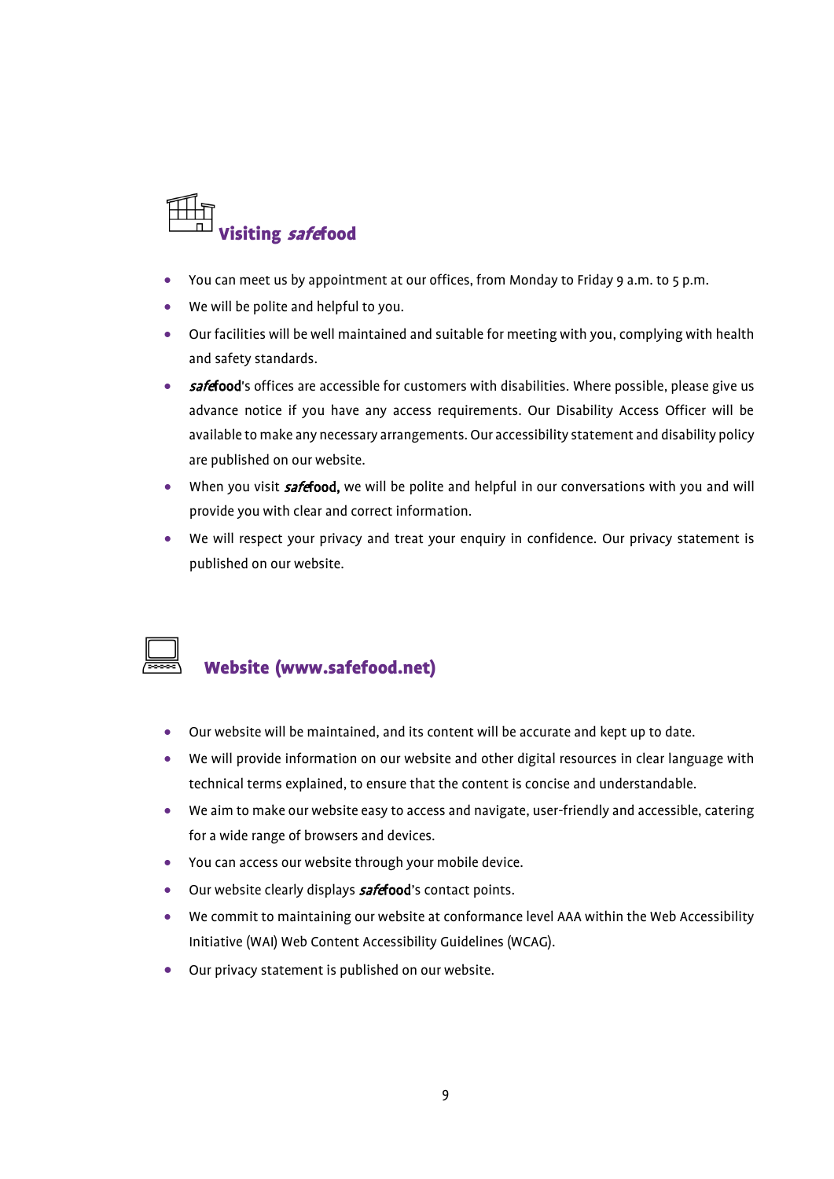## Visiting *safe*food

- You can meet us by appointment at our offices, from Monday to Friday 9 a.m. to 5 p.m.
- We will be polite and helpful to you.
- Our facilities will be well maintained and suitable for meeting with you, complying with health and safety standards.
- *safe*food's offices are accessible for customers with disabilities. Where possible, please give us advance notice if you have any access requirements. Our Disability Access Officer will be available to make any necessary arrangements. Our accessibility statement and disability policy are published on our website.
- When you visit *safe*food, we will be polite and helpful in our conversations with you and will provide you with clear and correct information.
- We will respect your privacy and treat your enquiry in confidence. Our privacy statement is published on our website.

## Website (www.safefood.net)

- Our website will be maintained, and its content will be accurate and kept up to date.
- We will provide information on our website and other digital resources in clear language with technical terms explained, to ensure that the content is concise and understandable.
- We aim to make our website easy to access and navigate, user-friendly and accessible, catering for a wide range of browsers and devices.
- You can access our website through your mobile device.
- Our website clearly displays *safe*food's contact points.
- We commit to maintaining our website at conformance level AAA within the Web Accessibility Initiative (WAI) Web Content Accessibility Guidelines (WCAG).
- Our privacy statement is published on our website.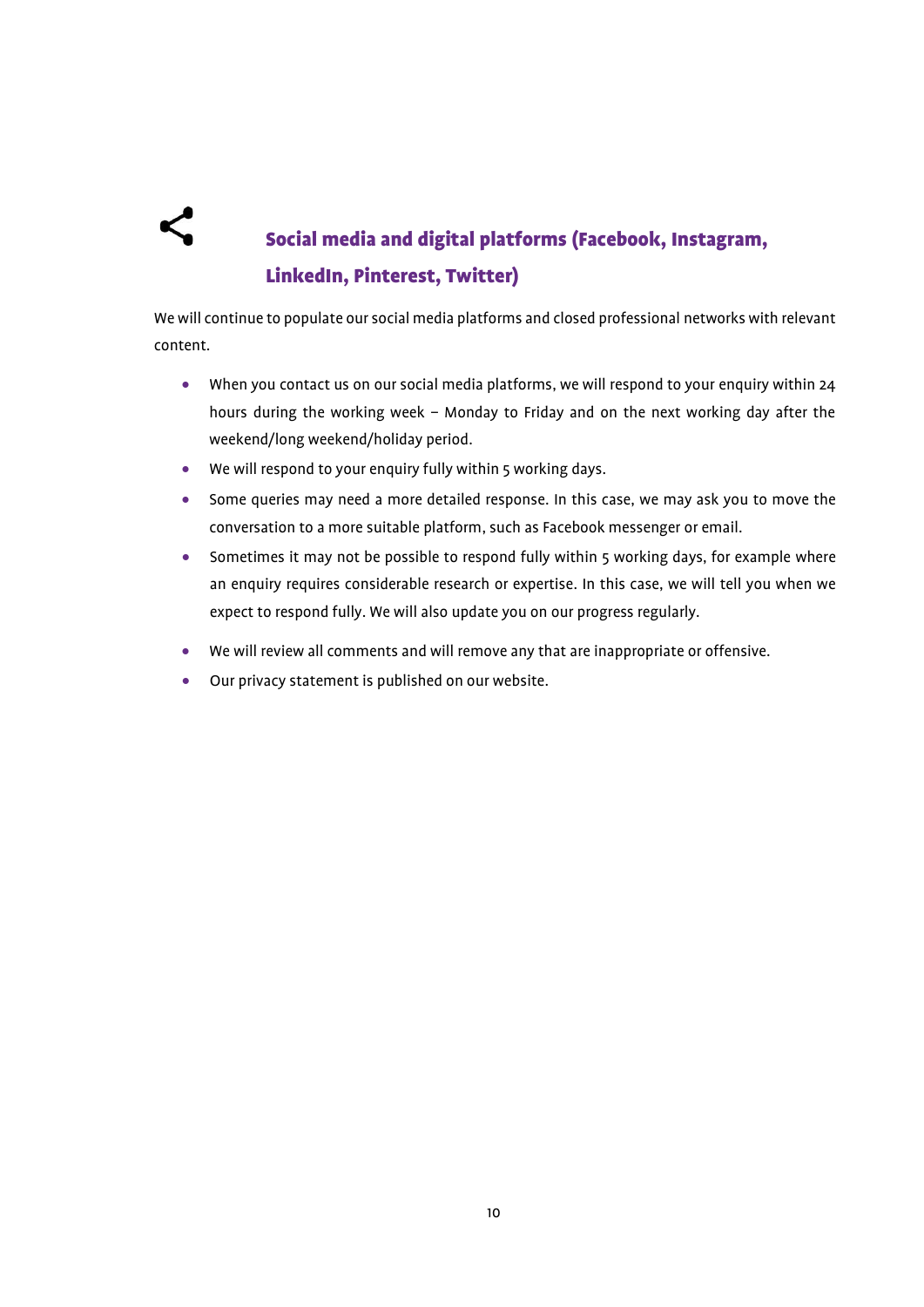## Social media and digital platforms (Facebook, Instagram, LinkedIn, Pinterest, Twitter)

We will continue to populate our social media platforms and closed professional networks with relevant content.

- When you contact us on our social media platforms, we will respond to your enquiry within 24 hours during the working week – Monday to Friday and on the next working day after the weekend/long weekend/holiday period.
- We will respond to your enquiry fully within 5 working days.
- Some queries may need a more detailed response. In this case, we may ask you to move the conversation to a more suitable platform, such as Facebook messenger or email.
- Sometimes it may not be possible to respond fully within 5 working days, for example where an enquiry requires considerable research or expertise. In this case, we will tell you when we expect to respond fully. We will also update you on our progress regularly.
- We will review all comments and will remove any that are inappropriate or offensive.
- Our privacy statement is published on our website.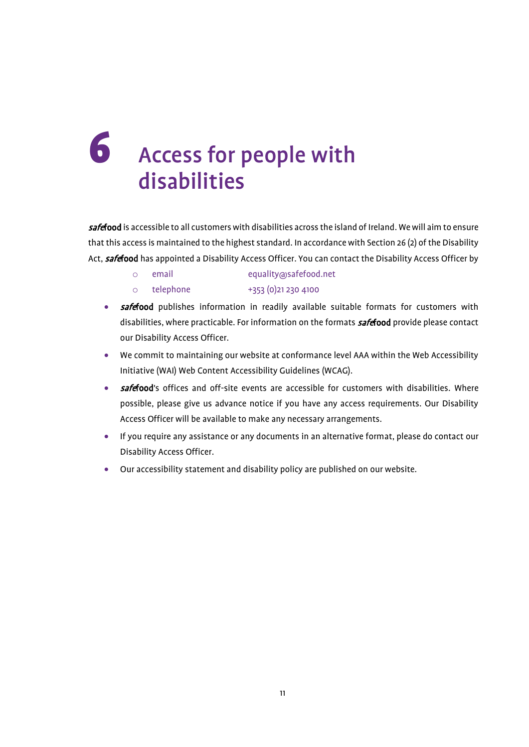# 6 Access for people with disabilities

***safe*food** is accessible to all customers with disabilities across the island of Ireland. We will aim to ensure that this access is maintained to the highest standard. In accordance with Section 26 (2) of the Disability Act, ***safe*food** has appointed a Disability Access Officer. You can contact the Disability Access Officer by

- email equality@safefood.net
- telephone +353 (0)21 230 4100

- ***safe*food** publishes information in readily available suitable formats for customers with disabilities, where practicable. For information on the formats ***safe*food** provide please contact our Disability Access Officer.
- We commit to maintaining our website at conformance level AAA within the Web Accessibility Initiative (WAI) Web Content Accessibility Guidelines (WCAG).
- ***safe*food**'s offices and off-site events are accessible for customers with disabilities. Where possible, please give us advance notice if you have any access requirements. Our Disability Access Officer will be available to make any necessary arrangements.
- If you require any assistance or any documents in an alternative format, please do contact our Disability Access Officer.
- Our accessibility statement and disability policy are published on our website.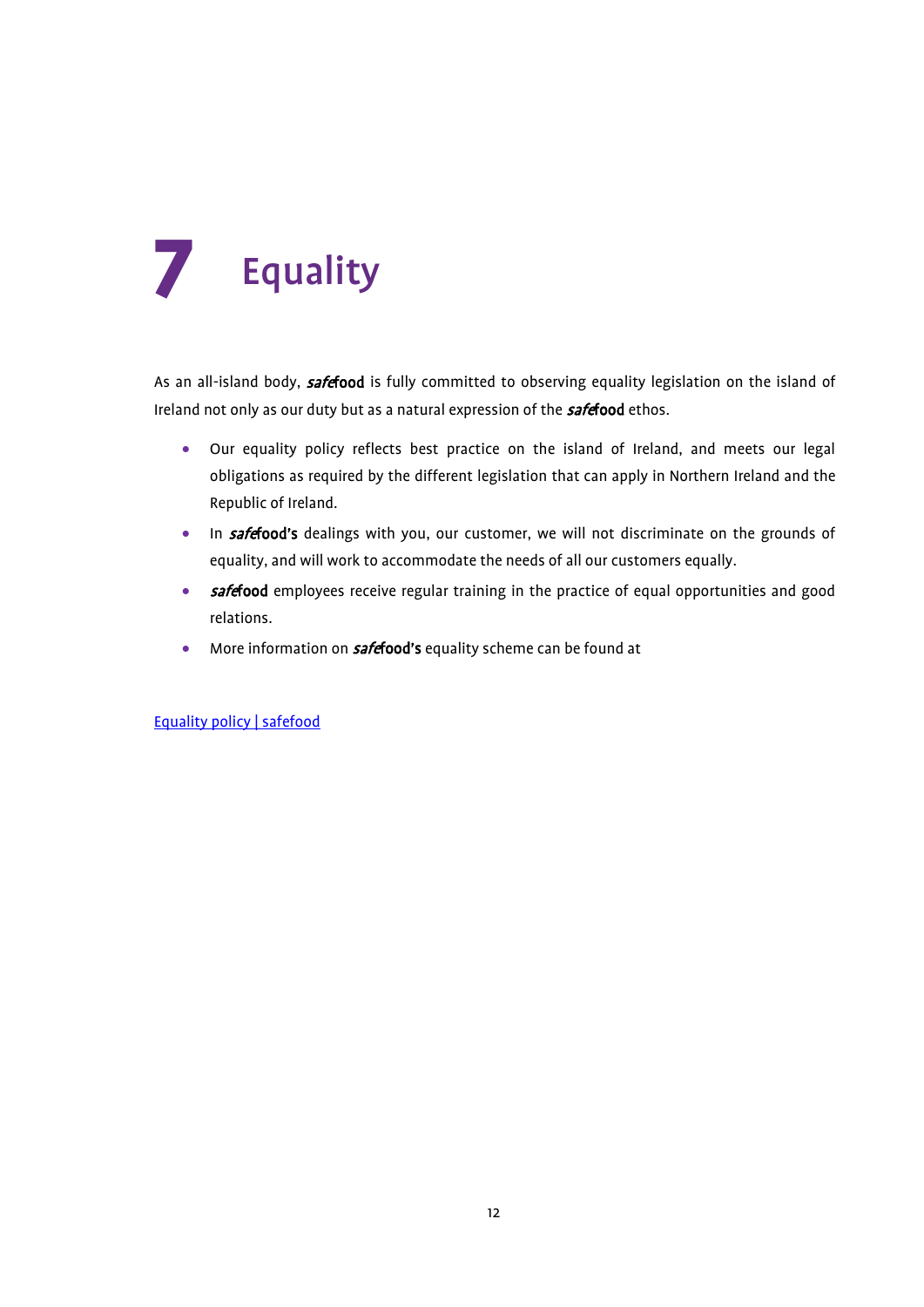# 7 Equality

As an all-island body, ***safe*food** is fully committed to observing equality legislation on the island of Ireland not only as our duty but as a natural expression of the ***safe*food** ethos.

- Our equality policy reflects best practice on the island of Ireland, and meets our legal obligations as required by the different legislation that can apply in Northern Ireland and the Republic of Ireland.
- In ***safe*food's** dealings with you, our customer, we will not discriminate on the grounds of equality, and will work to accommodate the needs of all our customers equally.
- ***safe*food** employees receive regular training in the practice of equal opportunities and good relations.
- More information on ***safe*food's** equality scheme can be found at

[Equality policy | safefood]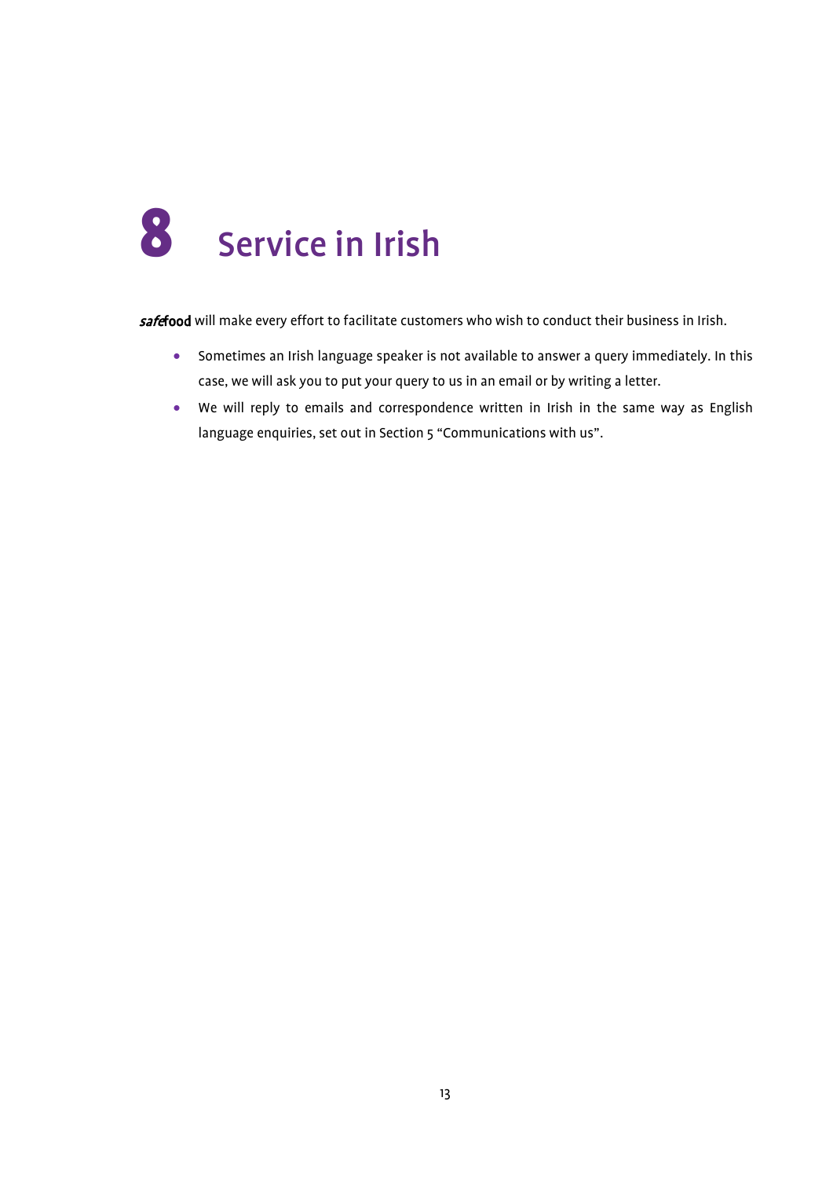# 8 Service in Irish

***safe*****food** will make every effort to facilitate customers who wish to conduct their business in Irish.

- Sometimes an Irish language speaker is not available to answer a query immediately. In this case, we will ask you to put your query to us in an email or by writing a letter.
- We will reply to emails and correspondence written in Irish in the same way as English language enquiries, set out in Section 5 "Communications with us".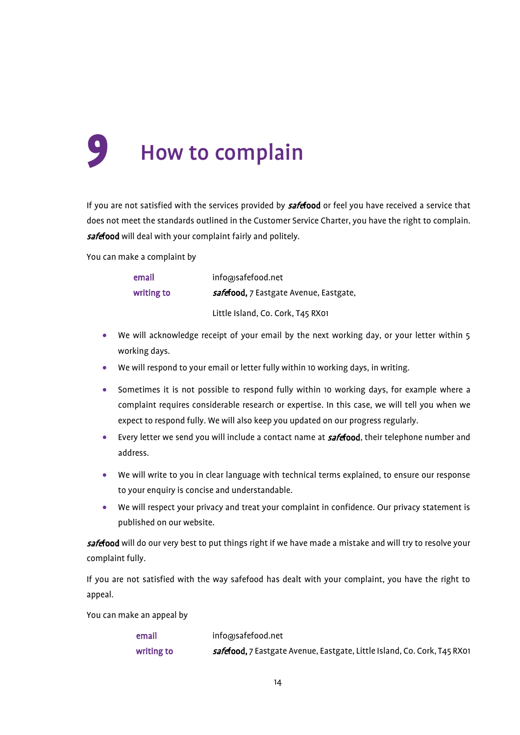# 9 How to complain

If you are not satisfied with the services provided by ***safe*food** or feel you have received a service that does not meet the standards outlined in the Customer Service Charter, you have the right to complain. ***safe*food** will deal with your complaint fairly and politely.

You can make a complaint by

**email** info@safefood.net

**writing to** ***safe*food,** 7 Eastgate Avenue, Eastgate, Little Island, Co. Cork, T45 RX01

- We will acknowledge receipt of your email by the next working day, or your letter within 5 working days.
- We will respond to your email or letter fully within 10 working days, in writing.
- Sometimes it is not possible to respond fully within 10 working days, for example where a complaint requires considerable research or expertise. In this case, we will tell you when we expect to respond fully. We will also keep you updated on our progress regularly.
- Every letter we send you will include a contact name at ***safe*food**, their telephone number and address.
- We will write to you in clear language with technical terms explained, to ensure our response to your enquiry is concise and understandable.
- We will respect your privacy and treat your complaint in confidence. Our privacy statement is published on our website.

***safe*food** will do our very best to put things right if we have made a mistake and will try to resolve your complaint fully.

If you are not satisfied with the way safefood has dealt with your complaint, you have the right to appeal.

You can make an appeal by

**email** info@safefood.net

**writing to** ***safe*food,** 7 Eastgate Avenue, Eastgate, Little Island, Co. Cork, T45 RX01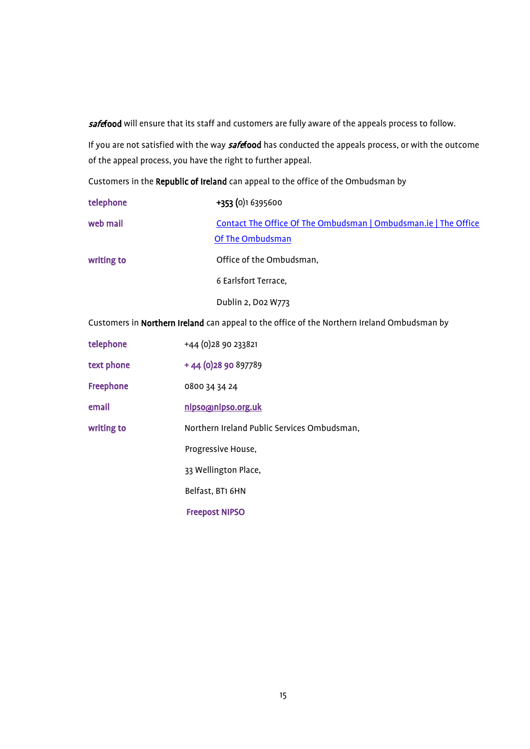***safe*food** will ensure that its staff and customers are fully aware of the appeals process to follow.

If you are not satisfied with the way ***safe*food** has conducted the appeals process, or with the outcome of the appeal process, you have the right to further appeal.

Customers in the **Republic of Ireland** can appeal to the office of the Ombudsman by

| | |
|---|---|
| **telephone** | +353 (0)1 6395600 |
| **web mail** | Contact The Office Of The Ombudsman \| Ombudsman.ie \| The Office Of The Ombudsman |
| **writing to** | Office of the Ombudsman,<br>6 Earlsfort Terrace,<br>Dublin 2, D02 W773 |

Customers in **Northern Ireland** can appeal to the office of the Northern Ireland Ombudsman by

| | |
|---|---|
| **telephone** | +44 (0)28 90 233821 |
| **text phone** | + 44 (0)28 90 897789 |
| **Freephone** | 0800 34 34 24 |
| **email** | nipso@nipso.org.uk |
| **writing to** | Northern Ireland Public Services Ombudsman,<br>Progressive House,<br>33 Wellington Place,<br>Belfast, BT1 6HN<br>**Freepost NIPSO** |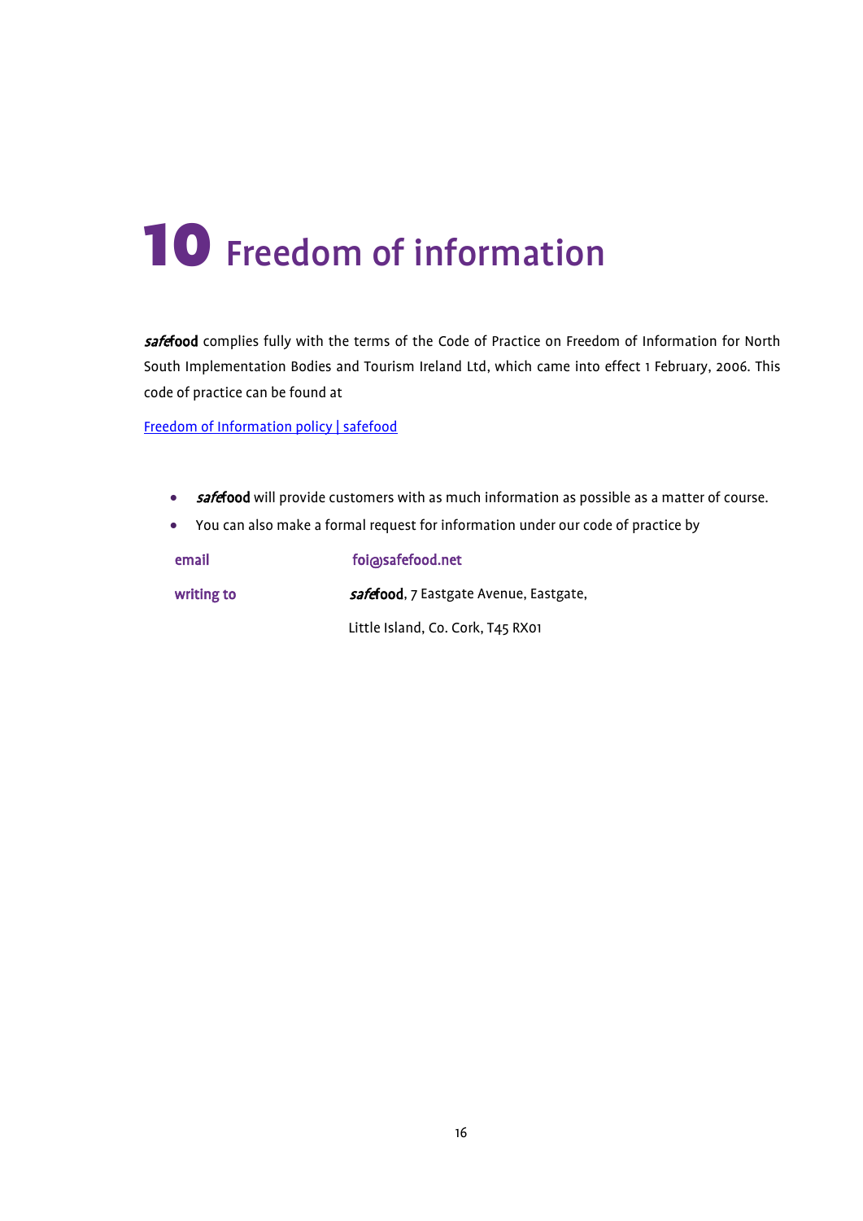# 10 Freedom of information

***safe*food** complies fully with the terms of the Code of Practice on Freedom of Information for North South Implementation Bodies and Tourism Ireland Ltd, which came into effect 1 February, 2006. This code of practice can be found at

[Freedom of Information policy | safefood]

- ***safe*food** will provide customers with as much information as possible as a matter of course.
- You can also make a formal request for information under our code of practice by

| | |
|---|---|
| **email** | **foi@safefood.net** |
| **writing to** | ***safe*food**, 7 Eastgate Avenue, Eastgate, Little Island, Co. Cork, T45 RX01 |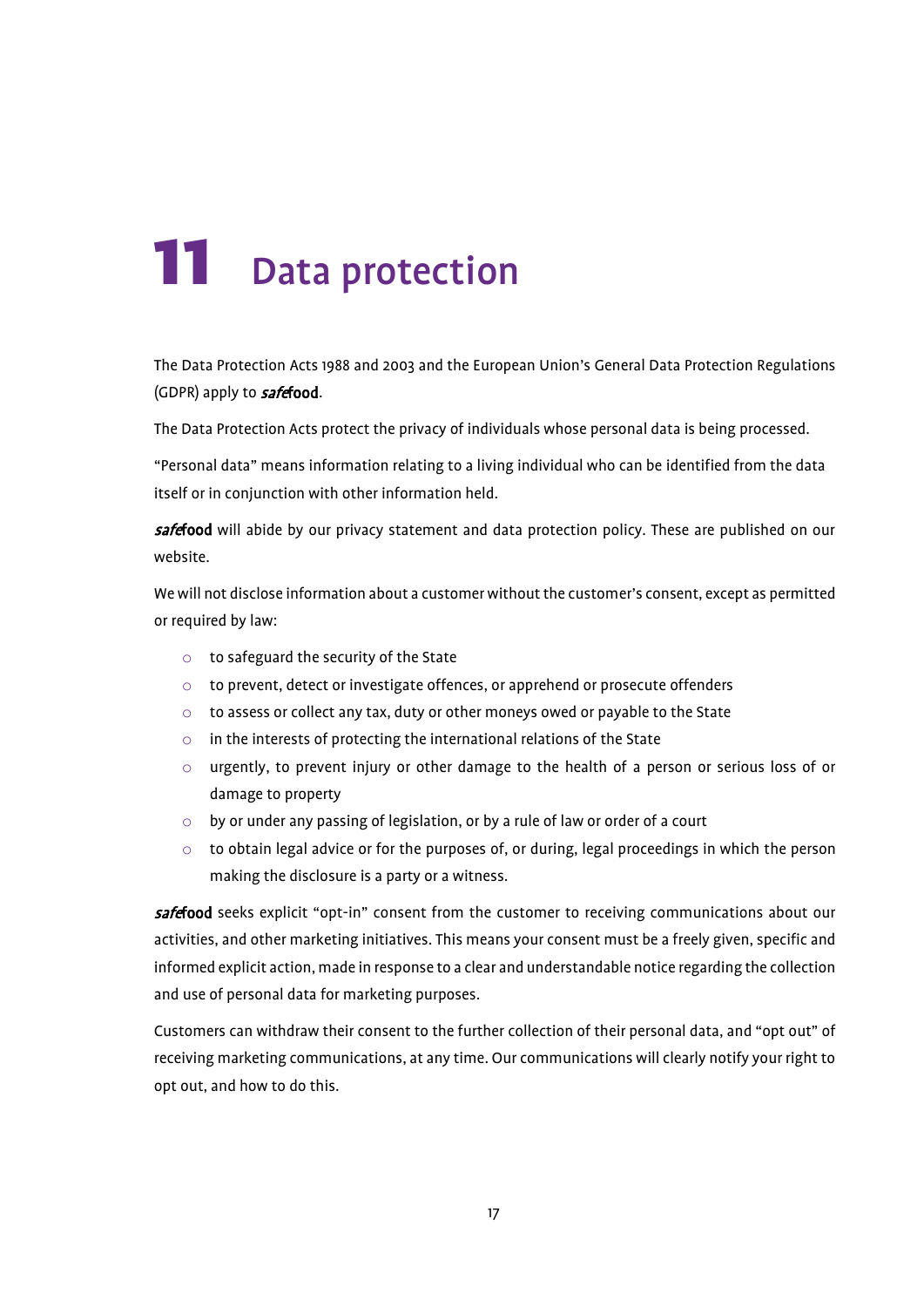# 11 Data protection

The Data Protection Acts 1988 and 2003 and the European Union's General Data Protection Regulations (GDPR) apply to ***safe*food**.

The Data Protection Acts protect the privacy of individuals whose personal data is being processed.

"Personal data" means information relating to a living individual who can be identified from the data itself or in conjunction with other information held.

***safe*food** will abide by our privacy statement and data protection policy. These are published on our website.

We will not disclose information about a customer without the customer's consent, except as permitted or required by law:

- to safeguard the security of the State
- to prevent, detect or investigate offences, or apprehend or prosecute offenders
- to assess or collect any tax, duty or other moneys owed or payable to the State
- in the interests of protecting the international relations of the State
- urgently, to prevent injury or other damage to the health of a person or serious loss of or damage to property
- by or under any passing of legislation, or by a rule of law or order of a court
- to obtain legal advice or for the purposes of, or during, legal proceedings in which the person making the disclosure is a party or a witness.

***safe*food** seeks explicit "opt-in" consent from the customer to receiving communications about our activities, and other marketing initiatives. This means your consent must be a freely given, specific and informed explicit action, made in response to a clear and understandable notice regarding the collection and use of personal data for marketing purposes.

Customers can withdraw their consent to the further collection of their personal data, and "opt out" of receiving marketing communications, at any time. Our communications will clearly notify your right to opt out, and how to do this.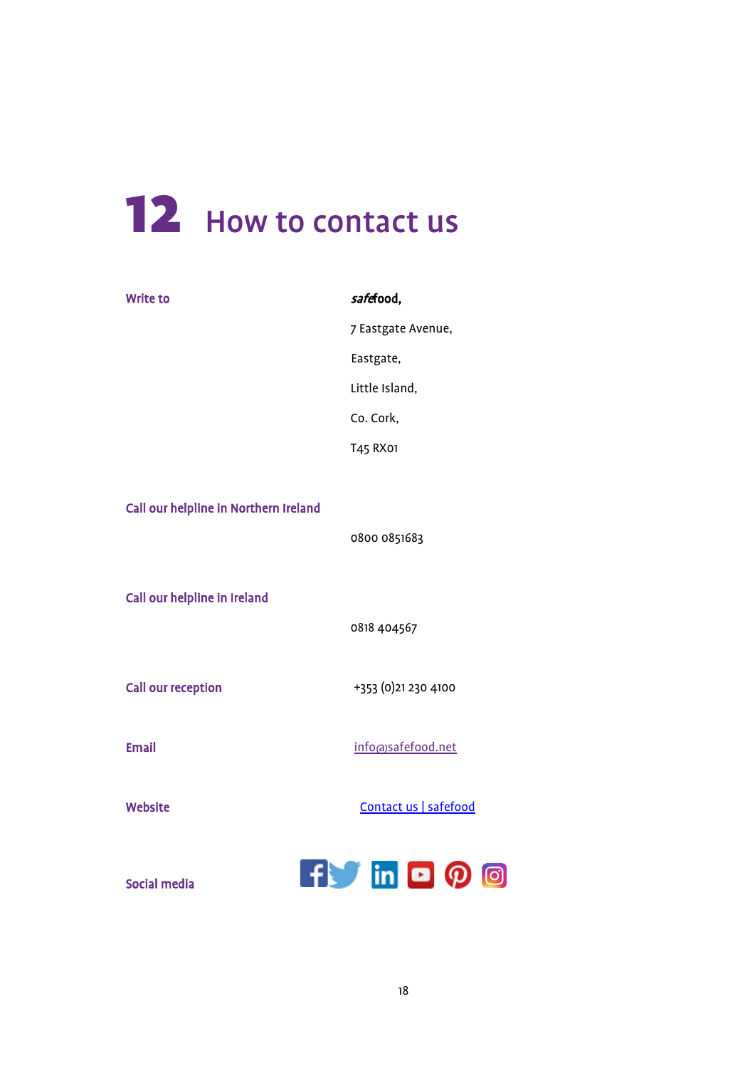# 12 How to contact us

**Write to**

***safe*food,**
7 Eastgate Avenue,
Eastgate,
Little Island,
Co. Cork,
T45 RX01

**Call our helpline in Northern Ireland**

0800 0851683

**Call our helpline in Ireland**

0818 404567

**Call our reception**

+353 (0)21 230 4100

**Email**

info@safefood.net

**Website**

Contact us | safefood

**Social media**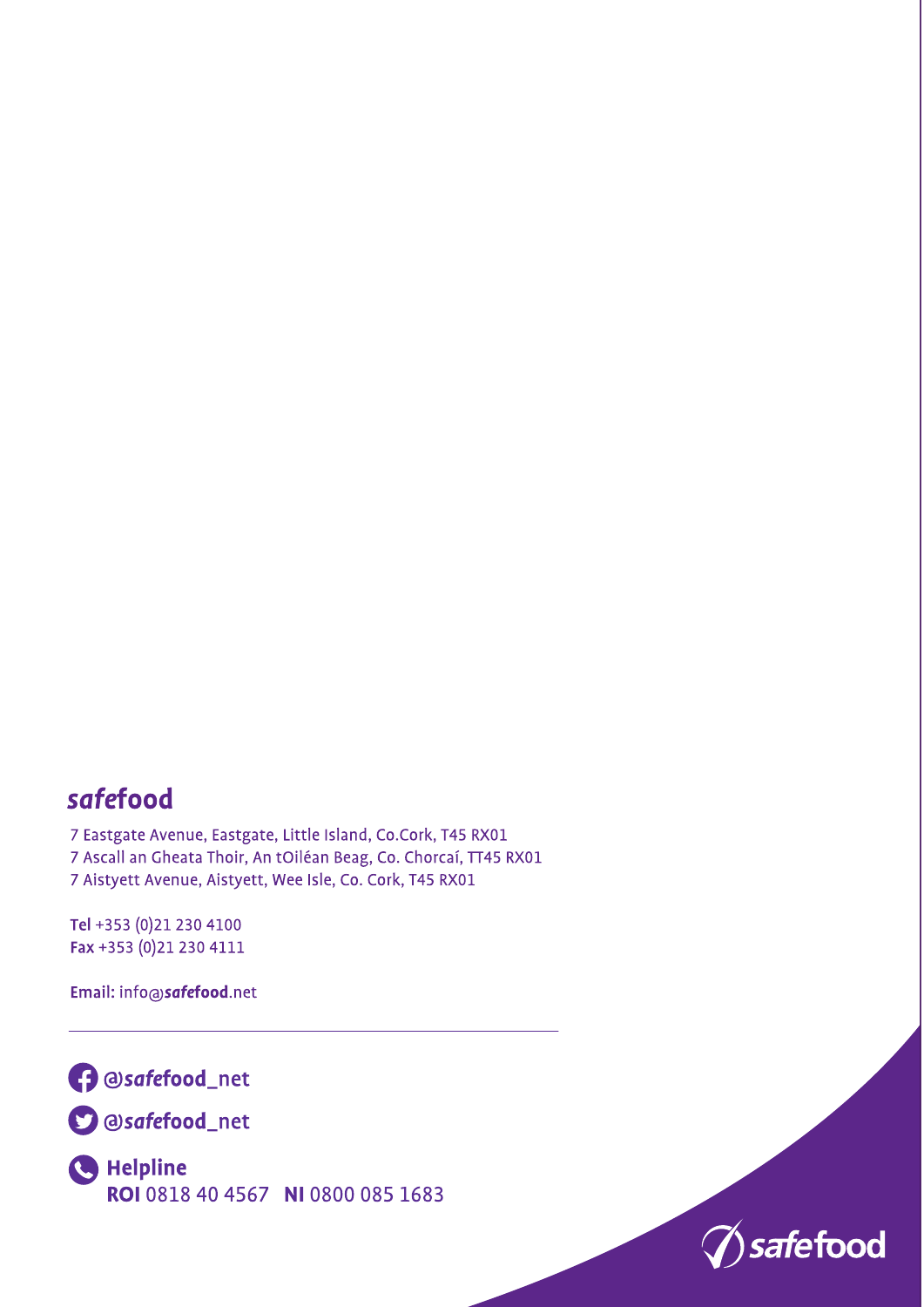## *safe*food

7 Eastgate Avenue, Eastgate, Little Island, Co.Cork, T45 RX01
7 Ascall an Gheata Thoir, An tOiléan Beag, Co. Chorcaí, TT45 RX01
7 Aistyett Avenue, Aistyett, Wee Isle, Co. Cork, T45 RX01

**Tel** +353 (0)21 230 4100
**Fax** +353 (0)21 230 4111

**Email:** info@***safe*food**.net

---

@***safe*food**_net

@***safe*food**_net

**Helpline**
**ROI** 0818 40 4567 **NI** 0800 085 1683

*safe*food